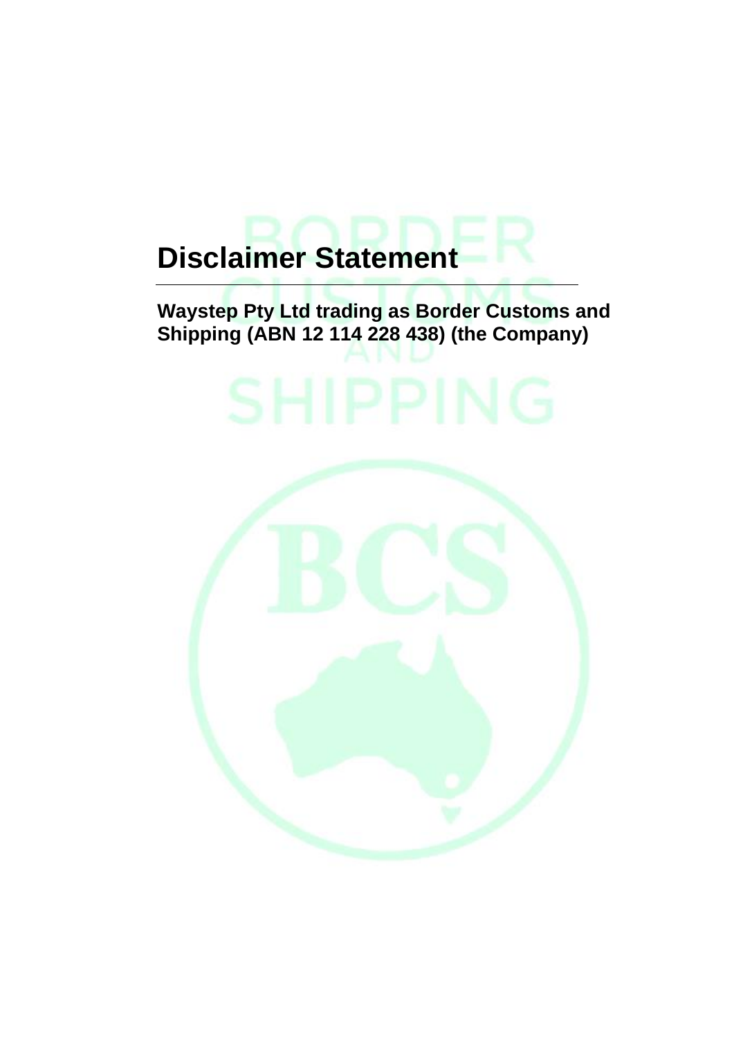# Disclaimer Statement

**Waystep Pty Ltd trading as Border Customs and Shipping (ABN 12 114 228 438) (the Company)**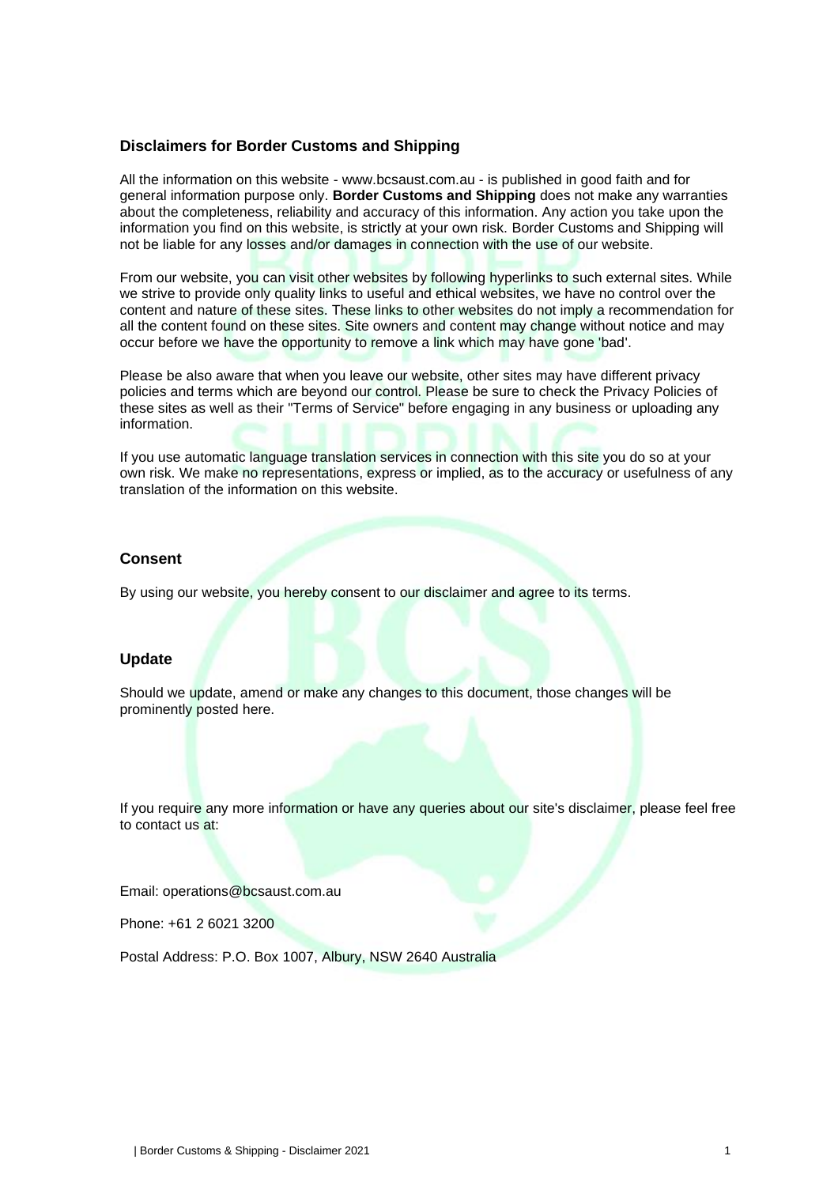## Disclaimers for Border Customs and Shipping

All the information on this website - www.bcsaust.com.au - is published in good faith and for general information purpose only. **Border Customs and Shipping** does not make any warranties about the completeness, reliability and accuracy of this information. Any action you take upon the information you find on this website, is strictly at your own risk. Border Customs and Shipping will not be liable for any losses and/or damages in connection with the use of our website.

From our website, you can visit other websites by following hyperlinks to such external sites. While we strive to provide only quality links to useful and ethical websites, we have no control over the content and nature of these sites. These links to other websites do not imply a recommendation for all the content found on these sites. Site owners and content may change without notice and may occur before we have the opportunity to remove a link which may have gone 'bad'.

Please be also aware that when you leave our website, other sites may have different privacy policies and terms which are beyond our control. Please be sure to check the Privacy Policies of these sites as well as their "Terms of Service" before engaging in any business or uploading any information.

If you use automatic language translation services in connection with this site you do so at your own risk. We make no representations, express or implied, as to the accuracy or usefulness of any translation of the information on this website.

## Consent

By using our website, you hereby consent to our disclaimer and agree to its terms.

## Update

Should we update, amend or make any changes to this document, those changes will be prominently posted here.

If you require any more information or have any queries about our site's disclaimer, please feel free to contact us at:

Email: operations@bcsaust.com.au

Phone: +61 2 6021 3200

Postal Address: P.O. Box 1007, Albury, NSW 2640 Australia